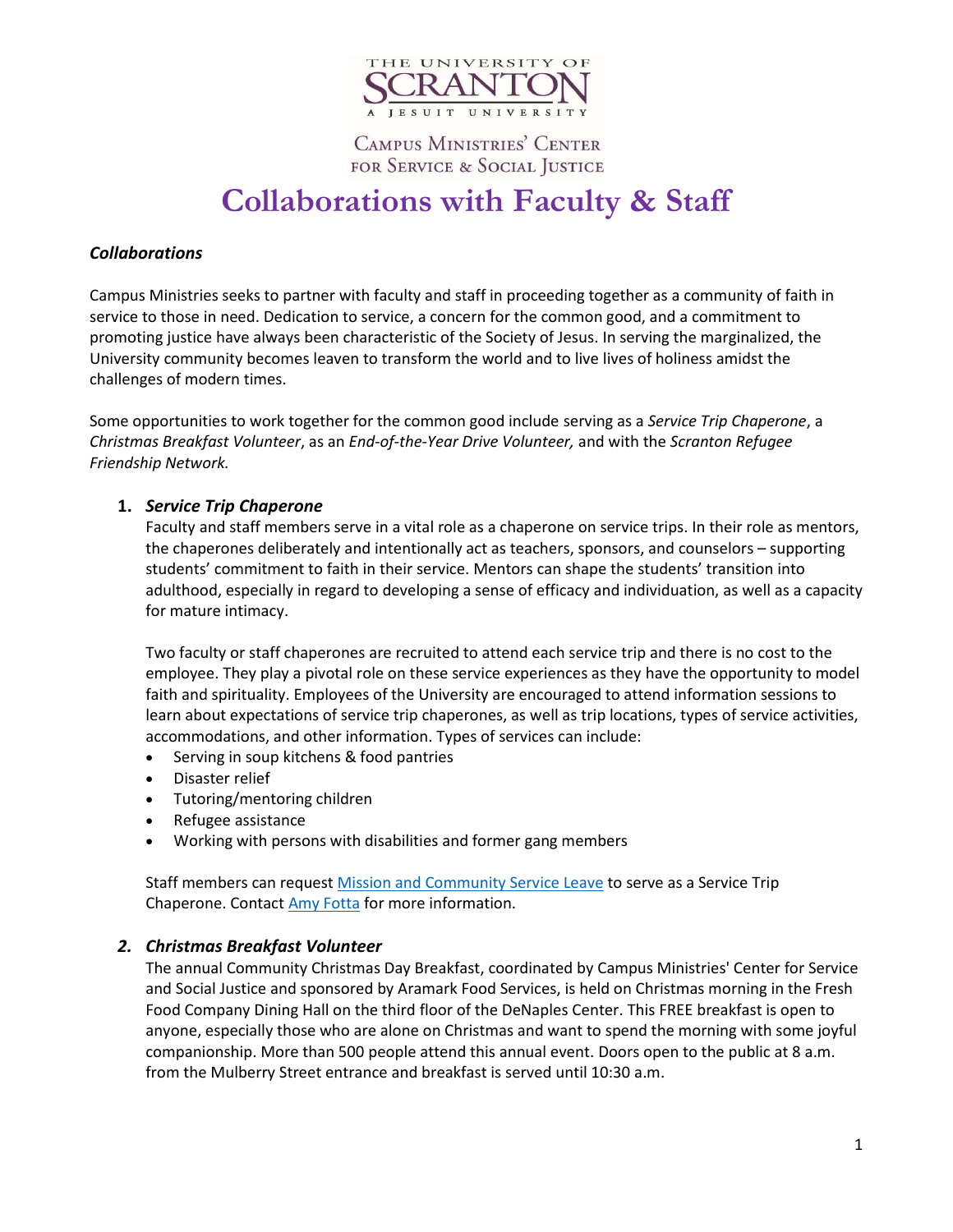THE UNIVERSITY OF SCRANTON

A JESUIT UNIVERSITY

CAMPUS MINISTRIES' CENTER FOR SERVICE & SOCIAL JUSTICE

# Collaborations with Faculty & Staff

### *Collaborations*

Campus Ministries seeks to partner with faculty and staff in proceeding together as a community of faith in service to those in need. Dedication to service, a concern for the common good, and a commitment to promoting justice have always been characteristic of the Society of Jesus. In serving the marginalized, the University community becomes leaven to transform the world and to live lives of holiness amidst the challenges of modern times.

Some opportunities to work together for the common good include serving as a *Service Trip Chaperone*, a *Christmas Breakfast Volunteer*, as an *End-of-the-Year Drive Volunteer,* and with the *Scranton Refugee Friendship Network.*

1. ***Service Trip Chaperone***

   Faculty and staff members serve in a vital role as a chaperone on service trips. In their role as mentors, the chaperones deliberately and intentionally act as teachers, sponsors, and counselors – supporting students' commitment to faith in their service. Mentors can shape the students' transition into adulthood, especially in regard to developing a sense of efficacy and individuation, as well as a capacity for mature intimacy.

   Two faculty or staff chaperones are recruited to attend each service trip and there is no cost to the employee. They play a pivotal role on these service experiences as they have the opportunity to model faith and spirituality. Employees of the University are encouraged to attend information sessions to learn about expectations of service trip chaperones, as well as trip locations, types of service activities, accommodations, and other information. Types of services can include:

   - Serving in soup kitchens & food pantries
   - Disaster relief
   - Tutoring/mentoring children
   - Refugee assistance
   - Working with persons with disabilities and former gang members

   Staff members can request Mission and Community Service Leave to serve as a Service Trip Chaperone. Contact Amy Fotta for more information.

2. ***Christmas Breakfast Volunteer***

   The annual Community Christmas Day Breakfast, coordinated by Campus Ministries' Center for Service and Social Justice and sponsored by Aramark Food Services, is held on Christmas morning in the Fresh Food Company Dining Hall on the third floor of the DeNaples Center. This FREE breakfast is open to anyone, especially those who are alone on Christmas and want to spend the morning with some joyful companionship. More than 500 people attend this annual event. Doors open to the public at 8 a.m. from the Mulberry Street entrance and breakfast is served until 10:30 a.m.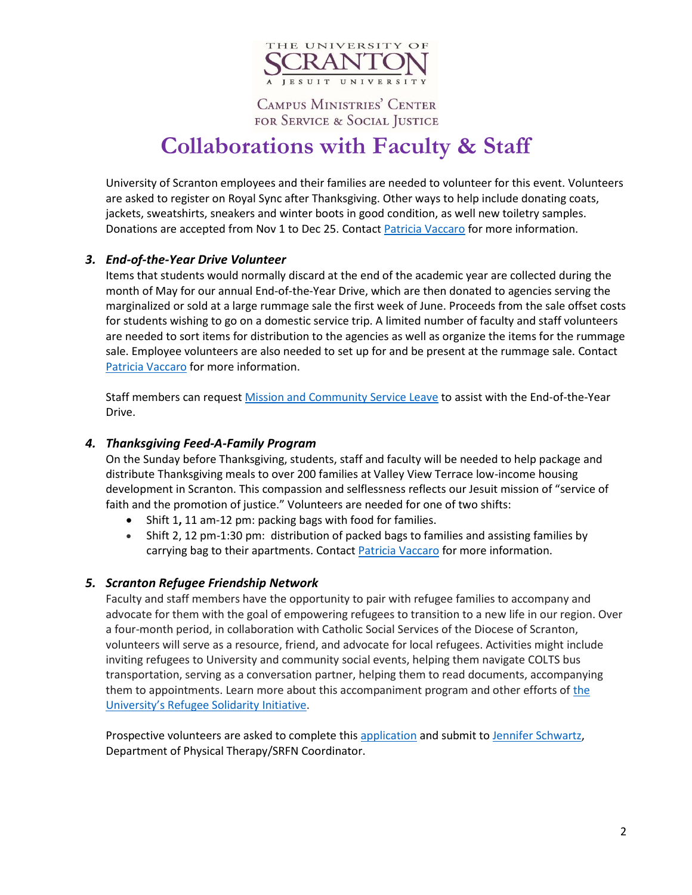THE UNIVERSITY OF SCRANTON
A JESUIT UNIVERSITY

CAMPUS MINISTRIES' CENTER FOR SERVICE & SOCIAL JUSTICE

# Collaborations with Faculty & Staff

University of Scranton employees and their families are needed to volunteer for this event. Volunteers are asked to register on Royal Sync after Thanksgiving. Other ways to help include donating coats, jackets, sweatshirts, sneakers and winter boots in good condition, as well new toiletry samples. Donations are accepted from Nov 1 to Dec 25. Contact Patricia Vaccaro for more information.

### 3. *End-of-the-Year Drive Volunteer*

Items that students would normally discard at the end of the academic year are collected during the month of May for our annual End-of-the-Year Drive, which are then donated to agencies serving the marginalized or sold at a large rummage sale the first week of June. Proceeds from the sale offset costs for students wishing to go on a domestic service trip. A limited number of faculty and staff volunteers are needed to sort items for distribution to the agencies as well as organize the items for the rummage sale. Employee volunteers are also needed to set up for and be present at the rummage sale. Contact Patricia Vaccaro for more information.

Staff members can request Mission and Community Service Leave to assist with the End-of-the-Year Drive.

### 4. *Thanksgiving Feed-A-Family Program*

On the Sunday before Thanksgiving, students, staff and faculty will be needed to help package and distribute Thanksgiving meals to over 200 families at Valley View Terrace low-income housing development in Scranton. This compassion and selflessness reflects our Jesuit mission of "service of faith and the promotion of justice." Volunteers are needed for one of two shifts:

- Shift 1**,** 11 am-12 pm: packing bags with food for families.
- Shift 2, 12 pm-1:30 pm: distribution of packed bags to families and assisting families by carrying bag to their apartments. Contact Patricia Vaccaro for more information.

### 5. *Scranton Refugee Friendship Network*

Faculty and staff members have the opportunity to pair with refugee families to accompany and advocate for them with the goal of empowering refugees to transition to a new life in our region. Over a four-month period, in collaboration with Catholic Social Services of the Diocese of Scranton, volunteers will serve as a resource, friend, and advocate for local refugees. Activities might include inviting refugees to University and community social events, helping them navigate COLTS bus transportation, serving as a conversation partner, helping them to read documents, accompanying them to appointments. Learn more about this accompaniment program and other efforts of the University's Refugee Solidarity Initiative.

Prospective volunteers are asked to complete this application and submit to Jennifer Schwartz, Department of Physical Therapy/SRFN Coordinator.